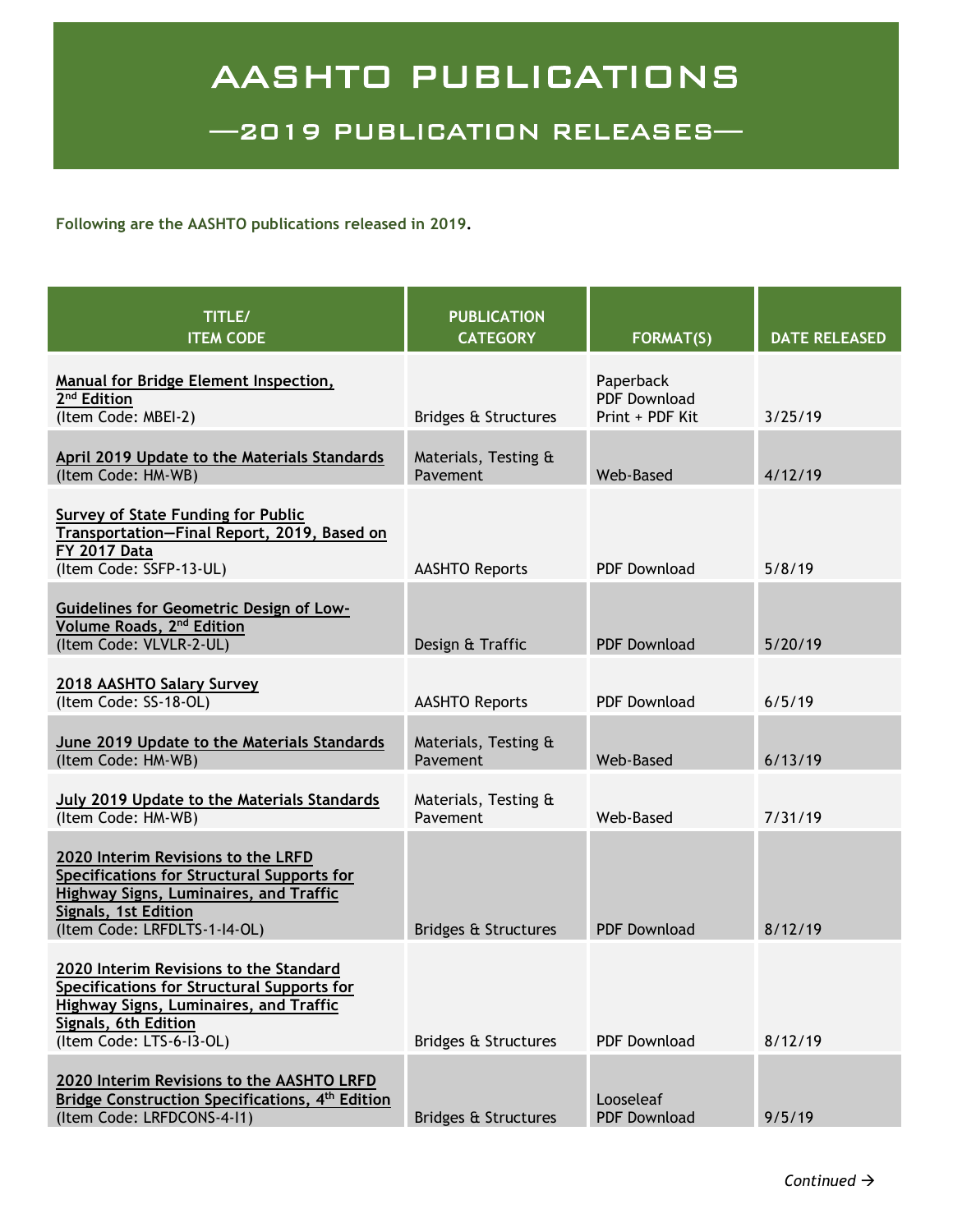# AASHTO PUBLICATIONS

## —2019 PUBLICATION RELEASES—

**Following are the AASHTO publications released in 2019.**

| TITLE/ ITEM CODE | PUBLICATION CATEGORY | FORMAT(S) | DATE RELEASED |
|---|---|---|---|
| **Manual for Bridge Element Inspection, 2nd Edition** (Item Code: MBEI-2) | Bridges & Structures | Paperback<br>PDF Download<br>Print + PDF Kit | 3/25/19 |
| **April 2019 Update to the Materials Standards** (Item Code: HM-WB) | Materials, Testing & Pavement | Web-Based | 4/12/19 |
| **Survey of State Funding for Public Transportation—Final Report, 2019, Based on FY 2017 Data** (Item Code: SSFP-13-UL) | AASHTO Reports | PDF Download | 5/8/19 |
| **Guidelines for Geometric Design of Low-Volume Roads, 2nd Edition** (Item Code: VLVLR-2-UL) | Design & Traffic | PDF Download | 5/20/19 |
| **2018 AASHTO Salary Survey** (Item Code: SS-18-OL) | AASHTO Reports | PDF Download | 6/5/19 |
| **June 2019 Update to the Materials Standards** (Item Code: HM-WB) | Materials, Testing & Pavement | Web-Based | 6/13/19 |
| **July 2019 Update to the Materials Standards** (Item Code: HM-WB) | Materials, Testing & Pavement | Web-Based | 7/31/19 |
| **2020 Interim Revisions to the LRFD Specifications for Structural Supports for Highway Signs, Luminaires, and Traffic Signals, 1st Edition** (Item Code: LRFDLTS-1-I4-OL) | Bridges & Structures | PDF Download | 8/12/19 |
| **2020 Interim Revisions to the Standard Specifications for Structural Supports for Highway Signs, Luminaires, and Traffic Signals, 6th Edition** (Item Code: LTS-6-I3-OL) | Bridges & Structures | PDF Download | 8/12/19 |
| **2020 Interim Revisions to the AASHTO LRFD Bridge Construction Specifications, 4th Edition** (Item Code: LRFDCONS-4-I1) | Bridges & Structures | Looseleaf<br>PDF Download | 9/5/19 |

*Continued →*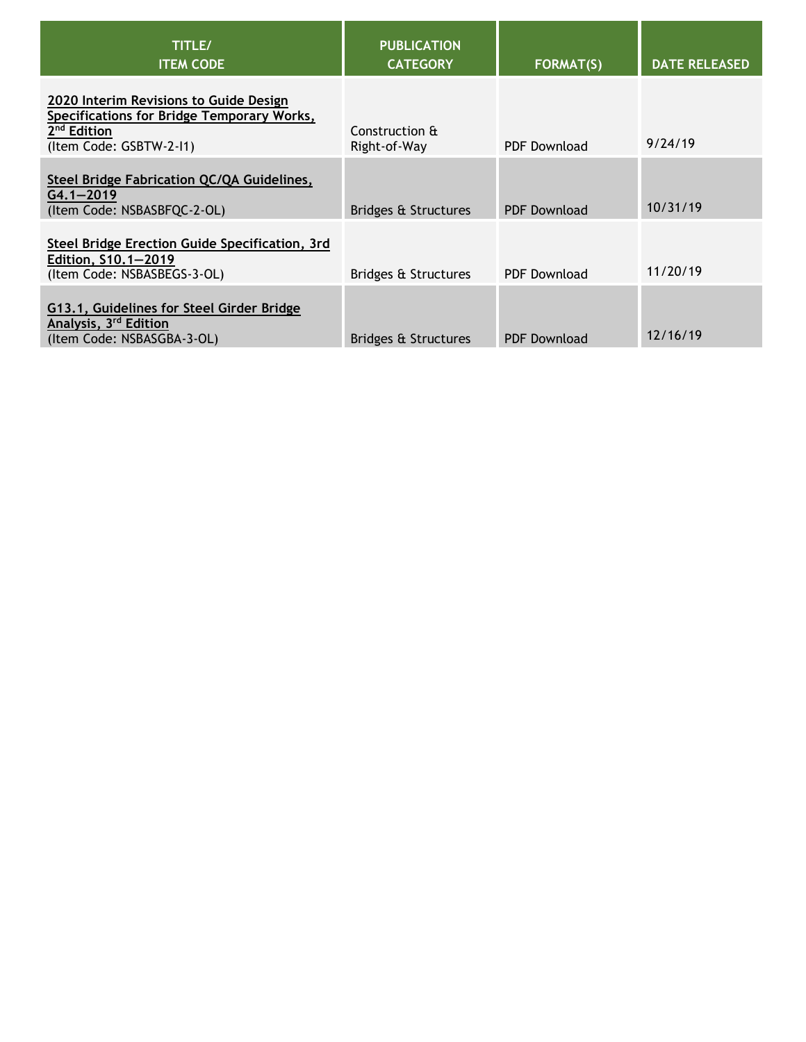| TITLE/ ITEM CODE | PUBLICATION CATEGORY | FORMAT(S) | DATE RELEASED |
|---|---|---|---|
| **2020 Interim Revisions to Guide Design Specifications for Bridge Temporary Works, 2nd Edition** (Item Code: GSBTW-2-I1) | Construction & Right-of-Way | PDF Download | 9/24/19 |
| **Steel Bridge Fabrication QC/QA Guidelines, G4.1—2019** (Item Code: NSBASBFQC-2-OL) | Bridges & Structures | PDF Download | 10/31/19 |
| **Steel Bridge Erection Guide Specification, 3rd Edition, S10.1—2019** (Item Code: NSBASBEGS-3-OL) | Bridges & Structures | PDF Download | 11/20/19 |
| **G13.1, Guidelines for Steel Girder Bridge Analysis, 3rd Edition** (Item Code: NSBASGBA-3-OL) | Bridges & Structures | PDF Download | 12/16/19 |